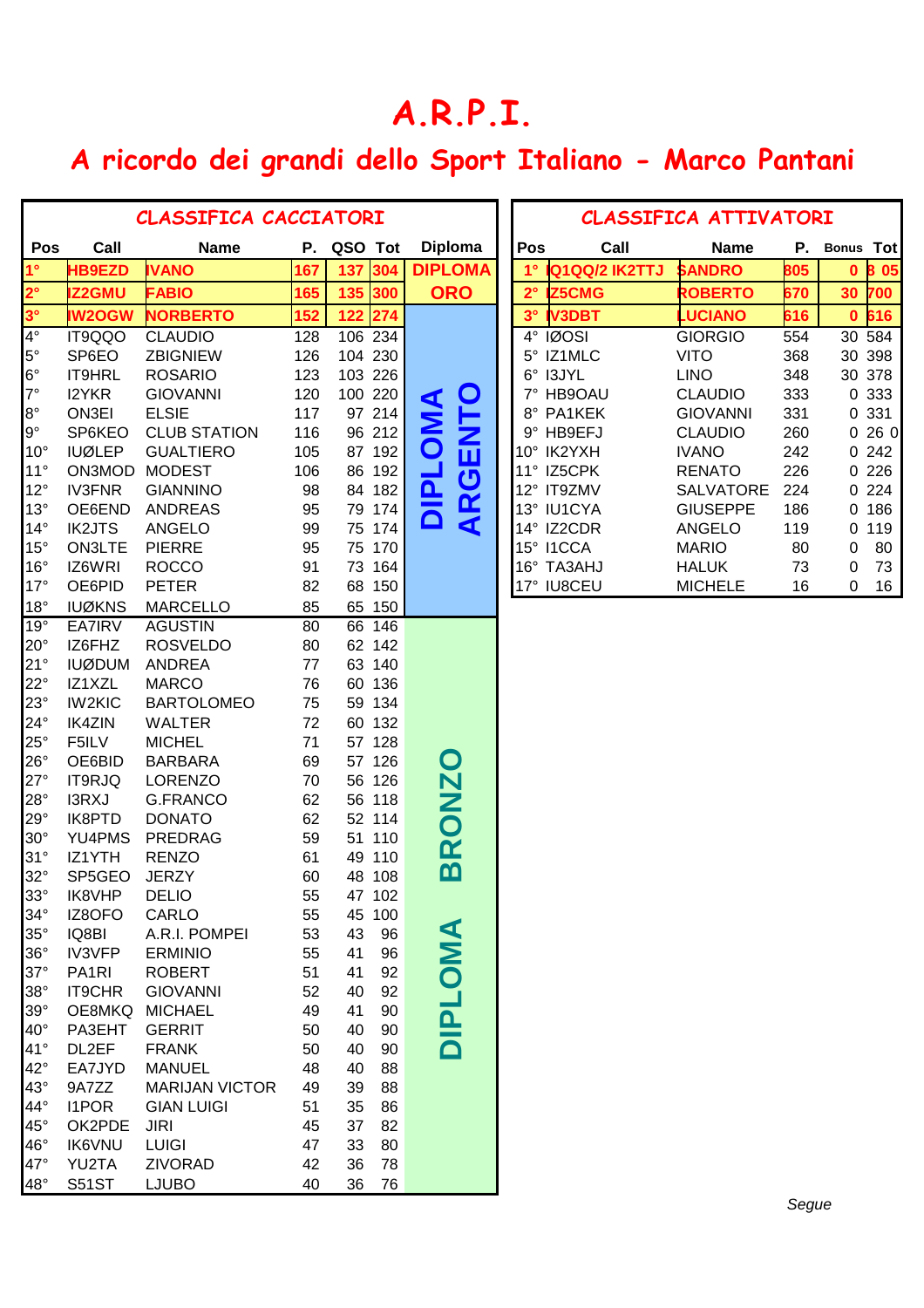# A.R.P.I.

## A ricordo dei grandi dello Sport Italiano - Marco Pantani

### CLASSIFICA CACCIATORI

| Pos | Call | Name | P. | QSO | Tot | Diploma |
|---|---|---|---|---|---|---|
| 1° | HB9EZD | IVANO | 167 | 137 | 304 | DIPLOMA ORO |
| 2° | IZ2GMU | FABIO | 165 | 135 | 300 | DIPLOMA ORO |
| 3° | IW2OGW | NORBERTO | 152 | 122 | 274 | DIPLOMA ORO |
| 4° | IT9QQO | CLAUDIO | 128 | 106 | 234 | DIPLOMA ARGENTO |
| 5° | SP6EO | ZBIGNIEW | 126 | 104 | 230 | DIPLOMA ARGENTO |
| 6° | IT9HRL | ROSARIO | 123 | 103 | 226 | DIPLOMA ARGENTO |
| 7° | I2YKR | GIOVANNI | 120 | 100 | 220 | DIPLOMA ARGENTO |
| 8° | ON3EI | ELSIE | 117 | 97 | 214 | DIPLOMA ARGENTO |
| 9° | SP6KEO | CLUB STATION | 116 | 96 | 212 | DIPLOMA ARGENTO |
| 10° | IUØLEP | GUALTIERO | 105 | 87 | 192 | DIPLOMA ARGENTO |
| 11° | ON3MOD | MODEST | 106 | 86 | 192 | DIPLOMA ARGENTO |
| 12° | IV3FNR | GIANNINO | 98 | 84 | 182 | DIPLOMA ARGENTO |
| 13° | OE6END | ANDREAS | 95 | 79 | 174 | DIPLOMA ARGENTO |
| 14° | IK2JTS | ANGELO | 99 | 75 | 174 | DIPLOMA ARGENTO |
| 15° | ON3LTE | PIERRE | 95 | 75 | 170 | DIPLOMA ARGENTO |
| 16° | IZ6WRI | ROCCO | 91 | 73 | 164 | DIPLOMA ARGENTO |
| 17° | OE6PID | PETER | 82 | 68 | 150 | DIPLOMA ARGENTO |
| 18° | IUØKNS | MARCELLO | 85 | 65 | 150 | DIPLOMA ARGENTO |
| 19° | EA7IRV | AGUSTIN | 80 | 66 | 146 | DIPLOMA BRONZO |
| 20° | IZ6FHZ | ROSVELDO | 80 | 62 | 142 | DIPLOMA BRONZO |
| 21° | IUØDUM | ANDREA | 77 | 63 | 140 | DIPLOMA BRONZO |
| 22° | IZ1XZL | MARCO | 76 | 60 | 136 | DIPLOMA BRONZO |
| 23° | IW2KIC | BARTOLOMEO | 75 | 59 | 134 | DIPLOMA BRONZO |
| 24° | IK4ZIN | WALTER | 72 | 60 | 132 | DIPLOMA BRONZO |
| 25° | F5ILV | MICHEL | 71 | 57 | 128 | DIPLOMA BRONZO |
| 26° | OE6BID | BARBARA | 69 | 57 | 126 | DIPLOMA BRONZO |
| 27° | IT9RJQ | LORENZO | 70 | 56 | 126 | DIPLOMA BRONZO |
| 28° | I3RXJ | G.FRANCO | 62 | 56 | 118 | DIPLOMA BRONZO |
| 29° | IK8PTD | DONATO | 62 | 52 | 114 | DIPLOMA BRONZO |
| 30° | YU4PMS | PREDRAG | 59 | 51 | 110 | DIPLOMA BRONZO |
| 31° | IZ1YTH | RENZO | 61 | 49 | 110 | DIPLOMA BRONZO |
| 32° | SP5GEO | JERZY | 60 | 48 | 108 | DIPLOMA BRONZO |
| 33° | IK8VHP | DELIO | 55 | 47 | 102 | DIPLOMA BRONZO |
| 34° | IZ8OFO | CARLO | 55 | 45 | 100 | DIPLOMA BRONZO |
| 35° | IQ8BI | A.R.I. POMPEI | 53 | 43 | 96 | DIPLOMA BRONZO |
| 36° | IV3VFP | ERMINIO | 55 | 41 | 96 | DIPLOMA BRONZO |
| 37° | PA1RI | ROBERT | 51 | 41 | 92 | DIPLOMA BRONZO |
| 38° | IT9CHR | GIOVANNI | 52 | 40 | 92 | DIPLOMA BRONZO |
| 39° | OE8MKQ | MICHAEL | 49 | 41 | 90 | DIPLOMA BRONZO |
| 40° | PA3EHT | GERRIT | 50 | 40 | 90 | DIPLOMA BRONZO |
| 41° | DL2EF | FRANK | 50 | 40 | 90 | DIPLOMA BRONZO |
| 42° | EA7JYD | MANUEL | 48 | 40 | 88 | DIPLOMA BRONZO |
| 43° | 9A7ZZ | MARIJAN VICTOR | 49 | 39 | 88 | DIPLOMA BRONZO |
| 44° | I1POR | GIAN LUIGI | 51 | 35 | 86 | DIPLOMA BRONZO |
| 45° | OK2PDE | JIRI | 45 | 37 | 82 | DIPLOMA BRONZO |
| 46° | IK6VNU | LUIGI | 47 | 33 | 80 | DIPLOMA BRONZO |
| 47° | YU2TA | ZIVORAD | 42 | 36 | 78 | DIPLOMA BRONZO |
| 48° | S51ST | LJUBO | 40 | 36 | 76 | DIPLOMA BRONZO |

### CLASSIFICA ATTIVATORI

| Pos | Call | Name | P. | Bonus | Tot |
|---|---|---|---|---|---|
| 1° | IQ1QQ/2 IK2TTJ | SANDRO | 805 | 0 | 805 |
| 2° | IZ5CMG | ROBERTO | 670 | 30 | 700 |
| 3° | IV3DBT | LUCIANO | 616 | 0 | 616 |
| 4° | IØOSI | GIORGIO | 554 | 30 | 584 |
| 5° | IZ1MLC | VITO | 368 | 30 | 398 |
| 6° | I3JYL | LINO | 348 | 30 | 378 |
| 7° | HB9OAU | CLAUDIO | 333 | 0 | 333 |
| 8° | PA1KEK | GIOVANNI | 331 | 0 | 331 |
| 9° | HB9EFJ | CLAUDIO | 260 | 0 | 260 |
| 10° | IK2YXH | IVANO | 242 | 0 | 242 |
| 11° | IZ5CPK | RENATO | 226 | 0 | 226 |
| 12° | IT9ZMV | SALVATORE | 224 | 0 | 224 |
| 13° | IU1CYA | GIUSEPPE | 186 | 0 | 186 |
| 14° | IZ2CDR | ANGELO | 119 | 0 | 119 |
| 15° | I1CCA | MARIO | 80 | 0 | 80 |
| 16° | TA3AHJ | HALUK | 73 | 0 | 73 |
| 17° | IU8CEU | MICHELE | 16 | 0 | 16 |

*Segue*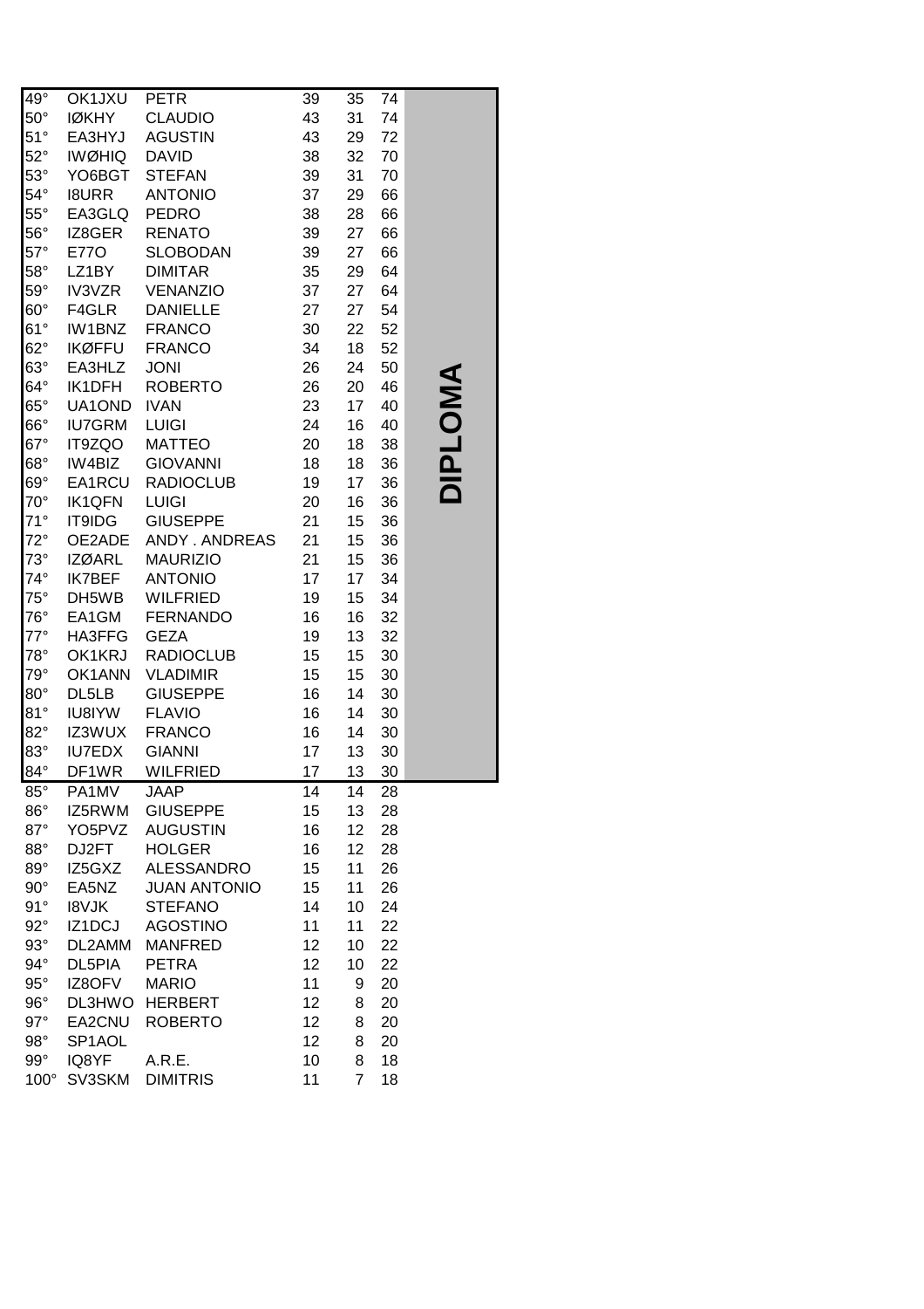| | | | | | | |
|---|---|---|---|---|---|---|
| 49° | OK1JXU | PETR | 39 | 35 | 74 | DIPLOMA |
| 50° | IØKHY | CLAUDIO | 43 | 31 | 74 | |
| 51° | EA3HYJ | AGUSTIN | 43 | 29 | 72 | |
| 52° | IWØHIQ | DAVID | 38 | 32 | 70 | |
| 53° | YO6BGT | STEFAN | 39 | 31 | 70 | |
| 54° | I8URR | ANTONIO | 37 | 29 | 66 | |
| 55° | EA3GLQ | PEDRO | 38 | 28 | 66 | |
| 56° | IZ8GER | RENATO | 39 | 27 | 66 | |
| 57° | E77O | SLOBODAN | 39 | 27 | 66 | |
| 58° | LZ1BY | DIMITAR | 35 | 29 | 64 | |
| 59° | IV3VZR | VENANZIO | 37 | 27 | 64 | |
| 60° | F4GLR | DANIELLE | 27 | 27 | 54 | |
| 61° | IW1BNZ | FRANCO | 30 | 22 | 52 | |
| 62° | IKØFFU | FRANCO | 34 | 18 | 52 | |
| 63° | EA3HLZ | JONI | 26 | 24 | 50 | |
| 64° | IK1DFH | ROBERTO | 26 | 20 | 46 | |
| 65° | UA1OND | IVAN | 23 | 17 | 40 | |
| 66° | IU7GRM | LUIGI | 24 | 16 | 40 | |
| 67° | IT9ZQO | MATTEO | 20 | 18 | 38 | |
| 68° | IW4BIZ | GIOVANNI | 18 | 18 | 36 | |
| 69° | EA1RCU | RADIOCLUB | 19 | 17 | 36 | |
| 70° | IK1QFN | LUIGI | 20 | 16 | 36 | |
| 71° | IT9IDG | GIUSEPPE | 21 | 15 | 36 | |
| 72° | OE2ADE | ANDY . ANDREAS | 21 | 15 | 36 | |
| 73° | IZØARL | MAURIZIO | 21 | 15 | 36 | |
| 74° | IK7BEF | ANTONIO | 17 | 17 | 34 | |
| 75° | DH5WB | WILFRIED | 19 | 15 | 34 | |
| 76° | EA1GM | FERNANDO | 16 | 16 | 32 | |
| 77° | HA3FFG | GEZA | 19 | 13 | 32 | |
| 78° | OK1KRJ | RADIOCLUB | 15 | 15 | 30 | |
| 79° | OK1ANN | VLADIMIR | 15 | 15 | 30 | |
| 80° | DL5LB | GIUSEPPE | 16 | 14 | 30 | |
| 81° | IU8IYW | FLAVIO | 16 | 14 | 30 | |
| 82° | IZ3WUX | FRANCO | 16 | 14 | 30 | |
| 83° | IU7EDX | GIANNI | 17 | 13 | 30 | |
| 84° | DF1WR | WILFRIED | 17 | 13 | 30 | |
| 85° | PA1MV | JAAP | 14 | 14 | 28 | |
| 86° | IZ5RWM | GIUSEPPE | 15 | 13 | 28 | |
| 87° | YO5PVZ | AUGUSTIN | 16 | 12 | 28 | |
| 88° | DJ2FT | HOLGER | 16 | 12 | 28 | |
| 89° | IZ5GXZ | ALESSANDRO | 15 | 11 | 26 | |
| 90° | EA5NZ | JUAN ANTONIO | 15 | 11 | 26 | |
| 91° | I8VJK | STEFANO | 14 | 10 | 24 | |
| 92° | IZ1DCJ | AGOSTINO | 11 | 11 | 22 | |
| 93° | DL2AMM | MANFRED | 12 | 10 | 22 | |
| 94° | DL5PIA | PETRA | 12 | 10 | 22 | |
| 95° | IZ8OFV | MARIO | 11 | 9 | 20 | |
| 96° | DL3HWO | HERBERT | 12 | 8 | 20 | |
| 97° | EA2CNU | ROBERTO | 12 | 8 | 20 | |
| 98° | SP1AOL | | 12 | 8 | 20 | |
| 99° | IQ8YF | A.R.E. | 10 | 8 | 18 | |
| 100° | SV3SKM | DIMITRIS | 11 | 7 | 18 | |